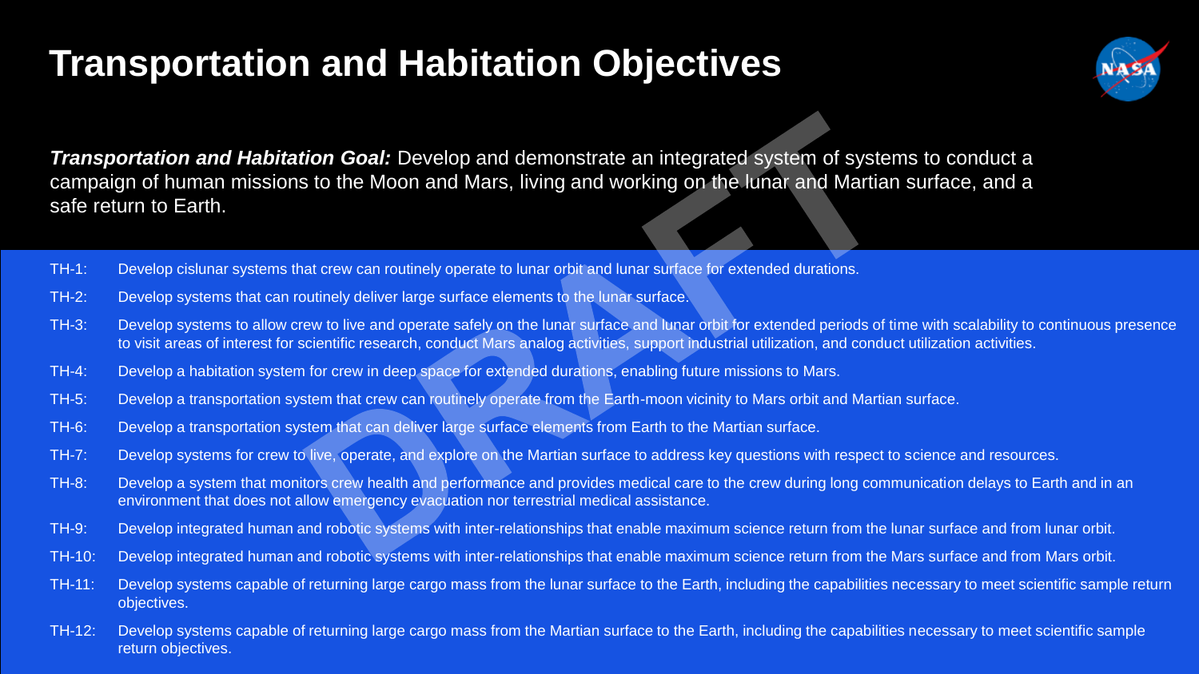# Transportation and Habitation Objectives

***Transportation and Habitation Goal:*** Develop and demonstrate an integrated system of systems to conduct a campaign of human missions to the Moon and Mars, living and working on the lunar and Martian surface, and a safe return to Earth.

- TH-1: Develop cislunar systems that crew can routinely operate to lunar orbit and lunar surface for extended durations.
- TH-2: Develop systems that can routinely deliver large surface elements to the lunar surface.
- TH-3: Develop systems to allow crew to live and operate safely on the lunar surface and lunar orbit for extended periods of time with scalability to continuous presence to visit areas of interest for scientific research, conduct Mars analog activities, support industrial utilization, and conduct utilization activities.
- TH-4: Develop a habitation system for crew in deep space for extended durations, enabling future missions to Mars.
- TH-5: Develop a transportation system that crew can routinely operate from the Earth-moon vicinity to Mars orbit and Martian surface.
- TH-6: Develop a transportation system that can deliver large surface elements from Earth to the Martian surface.
- TH-7: Develop systems for crew to live, operate, and explore on the Martian surface to address key questions with respect to science and resources.
- TH-8: Develop a system that monitors crew health and performance and provides medical care to the crew during long communication delays to Earth and in an environment that does not allow emergency evacuation nor terrestrial medical assistance.
- TH-9: Develop integrated human and robotic systems with inter-relationships that enable maximum science return from the lunar surface and from lunar orbit.
- TH-10: Develop integrated human and robotic systems with inter-relationships that enable maximum science return from the Mars surface and from Mars orbit.
- TH-11: Develop systems capable of returning large cargo mass from the lunar surface to the Earth, including the capabilities necessary to meet scientific sample return objectives.
- TH-12: Develop systems capable of returning large cargo mass from the Martian surface to the Earth, including the capabilities necessary to meet scientific sample return objectives.

DRAFT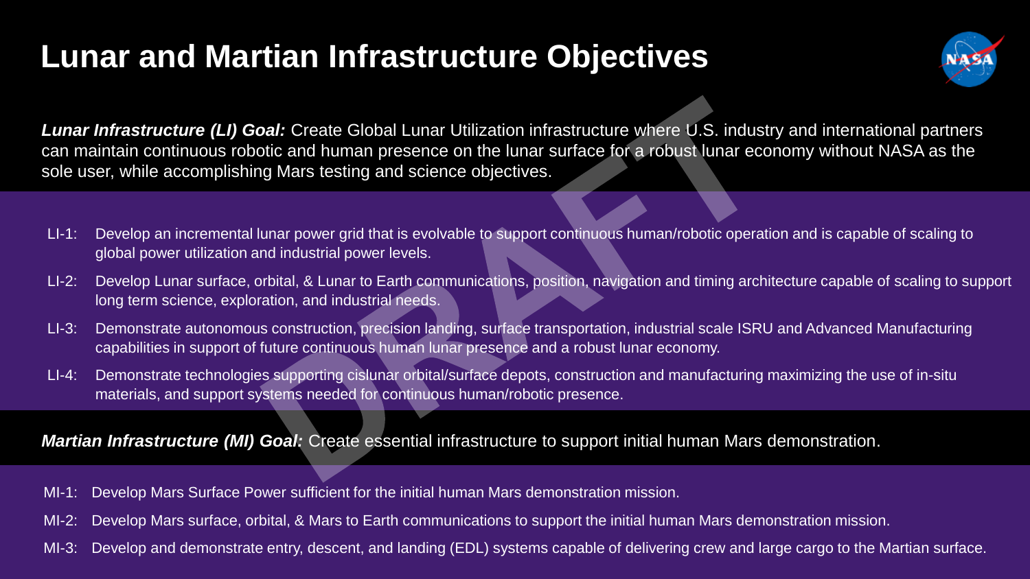# Lunar and Martian Infrastructure Objectives

***Lunar Infrastructure (LI) Goal:*** Create Global Lunar Utilization infrastructure where U.S. industry and international partners can maintain continuous robotic and human presence on the lunar surface for a robust lunar economy without NASA as the sole user, while accomplishing Mars testing and science objectives.

- LI-1: Develop an incremental lunar power grid that is evolvable to support continuous human/robotic operation and is capable of scaling to global power utilization and industrial power levels.
- LI-2: Develop Lunar surface, orbital, & Lunar to Earth communications, position, navigation and timing architecture capable of scaling to support long term science, exploration, and industrial needs.
- LI-3: Demonstrate autonomous construction, precision landing, surface transportation, industrial scale ISRU and Advanced Manufacturing capabilities in support of future continuous human lunar presence and a robust lunar economy.
- LI-4: Demonstrate technologies supporting cislunar orbital/surface depots, construction and manufacturing maximizing the use of in-situ materials, and support systems needed for continuous human/robotic presence.

***Martian Infrastructure (MI) Goal:*** Create essential infrastructure to support initial human Mars demonstration.

- MI-1: Develop Mars Surface Power sufficient for the initial human Mars demonstration mission.
- MI-2: Develop Mars surface, orbital, & Mars to Earth communications to support the initial human Mars demonstration mission.
- MI-3: Develop and demonstrate entry, descent, and landing (EDL) systems capable of delivering crew and large cargo to the Martian surface.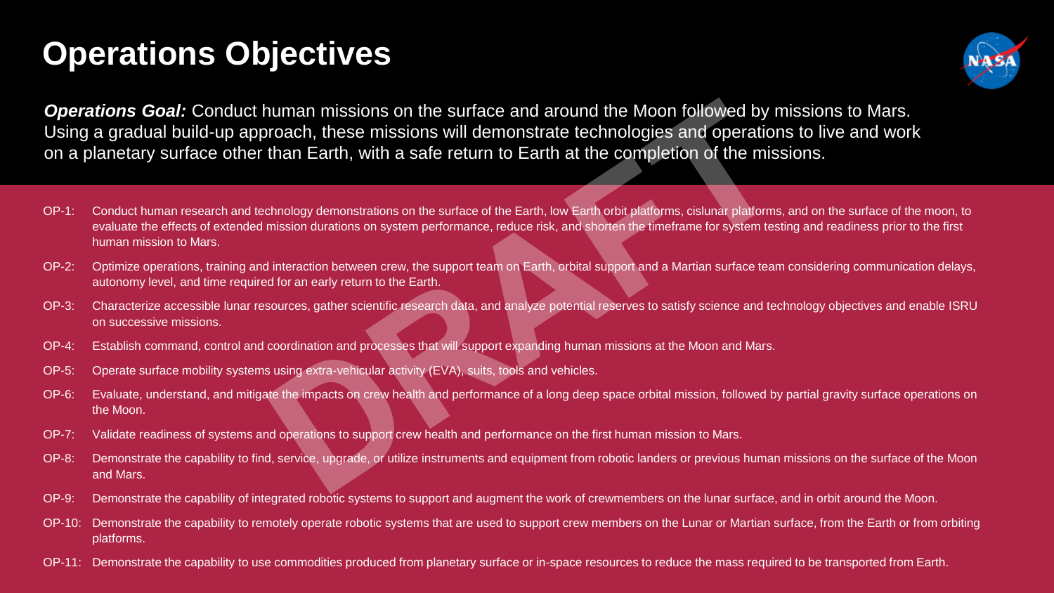# Operations Objectives

***Operations Goal:*** Conduct human missions on the surface and around the Moon followed by missions to Mars. Using a gradual build-up approach, these missions will demonstrate technologies and operations to live and work on a planetary surface other than Earth, with a safe return to Earth at the completion of the missions.

- OP-1: Conduct human research and technology demonstrations on the surface of the Earth, low Earth orbit platforms, cislunar platforms, and on the surface of the moon, to evaluate the effects of extended mission durations on system performance, reduce risk, and shorten the timeframe for system testing and readiness prior to the first human mission to Mars.
- OP-2: Optimize operations, training and interaction between crew, the support team on Earth, orbital support and a Martian surface team considering communication delays, autonomy level, and time required for an early return to the Earth.
- OP-3: Characterize accessible lunar resources, gather scientific research data, and analyze potential reserves to satisfy science and technology objectives and enable ISRU on successive missions.
- OP-4: Establish command, control and coordination and processes that will support expanding human missions at the Moon and Mars.
- OP-5: Operate surface mobility systems using extra-vehicular activity (EVA), suits, tools and vehicles.
- OP-6: Evaluate, understand, and mitigate the impacts on crew health and performance of a long deep space orbital mission, followed by partial gravity surface operations on the Moon.
- OP-7: Validate readiness of systems and operations to support crew health and performance on the first human mission to Mars.
- OP-8: Demonstrate the capability to find, service, upgrade, or utilize instruments and equipment from robotic landers or previous human missions on the surface of the Moon and Mars.
- OP-9: Demonstrate the capability of integrated robotic systems to support and augment the work of crewmembers on the lunar surface, and in orbit around the Moon.
- OP-10: Demonstrate the capability to remotely operate robotic systems that are used to support crew members on the Lunar or Martian surface, from the Earth or from orbiting platforms.
- OP-11: Demonstrate the capability to use commodities produced from planetary surface or in-space resources to reduce the mass required to be transported from Earth.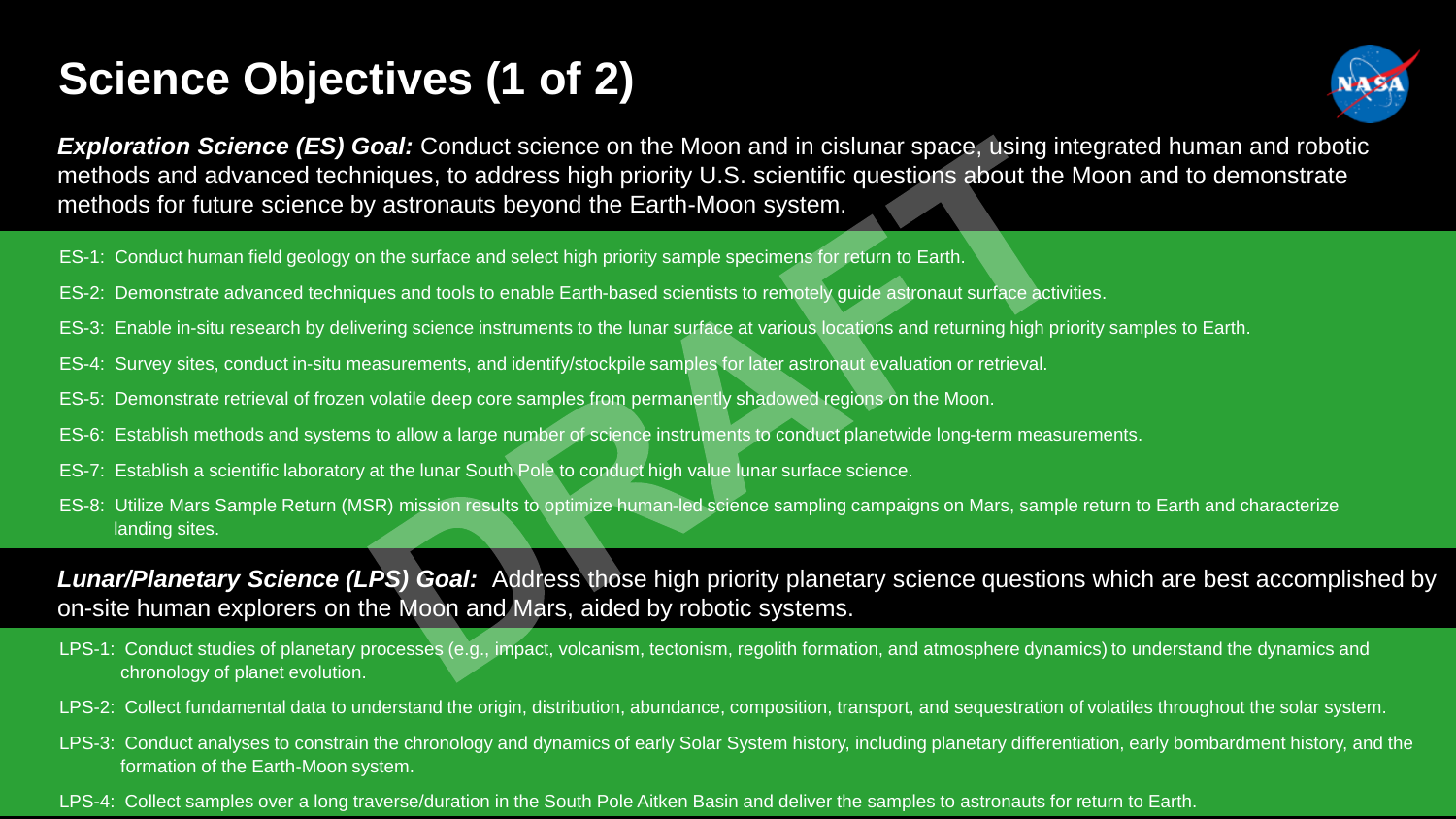# Science Objectives (1 of 2)

***Exploration Science (ES) Goal:*** Conduct science on the Moon and in cislunar space, using integrated human and robotic methods and advanced techniques, to address high priority U.S. scientific questions about the Moon and to demonstrate methods for future science by astronauts beyond the Earth-Moon system.

- ES-1: Conduct human field geology on the surface and select high priority sample specimens for return to Earth.
- ES-2: Demonstrate advanced techniques and tools to enable Earth-based scientists to remotely guide astronaut surface activities.
- ES-3: Enable in-situ research by delivering science instruments to the lunar surface at various locations and returning high priority samples to Earth.
- ES-4: Survey sites, conduct in-situ measurements, and identify/stockpile samples for later astronaut evaluation or retrieval.
- ES-5: Demonstrate retrieval of frozen volatile deep core samples from permanently shadowed regions on the Moon.
- ES-6: Establish methods and systems to allow a large number of science instruments to conduct planetwide long-term measurements.
- ES-7: Establish a scientific laboratory at the lunar South Pole to conduct high value lunar surface science.
- ES-8: Utilize Mars Sample Return (MSR) mission results to optimize human-led science sampling campaigns on Mars, sample return to Earth and characterize landing sites.

***Lunar/Planetary Science (LPS) Goal:*** Address those high priority planetary science questions which are best accomplished by on-site human explorers on the Moon and Mars, aided by robotic systems.

- LPS-1: Conduct studies of planetary processes (e.g., impact, volcanism, tectonism, regolith formation, and atmosphere dynamics) to understand the dynamics and chronology of planet evolution.
- LPS-2: Collect fundamental data to understand the origin, distribution, abundance, composition, transport, and sequestration of volatiles throughout the solar system.
- LPS-3: Conduct analyses to constrain the chronology and dynamics of early Solar System history, including planetary differentiation, early bombardment history, and the formation of the Earth-Moon system.
- LPS-4: Collect samples over a long traverse/duration in the South Pole Aitken Basin and deliver the samples to astronauts for return to Earth.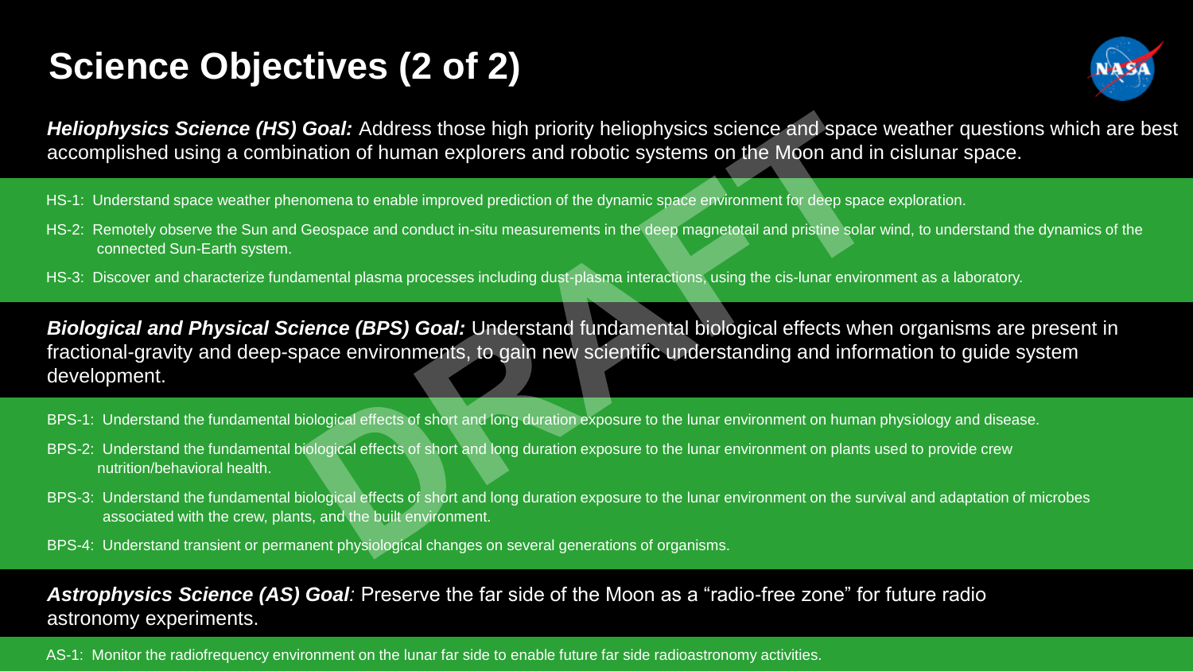# Science Objectives (2 of 2)

***Heliophysics Science (HS) Goal:*** Address those high priority heliophysics science and space weather questions which are best accomplished using a combination of human explorers and robotic systems on the Moon and in cislunar space.

HS-1: Understand space weather phenomena to enable improved prediction of the dynamic space environment for deep space exploration.

HS-2: Remotely observe the Sun and Geospace and conduct in-situ measurements in the deep magnetotail and pristine solar wind, to understand the dynamics of the connected Sun-Earth system.

HS-3: Discover and characterize fundamental plasma processes including dust-plasma interactions, using the cis-lunar environment as a laboratory.

***Biological and Physical Science (BPS) Goal:*** Understand fundamental biological effects when organisms are present in fractional-gravity and deep-space environments, to gain new scientific understanding and information to guide system development.

BPS-1: Understand the fundamental biological effects of short and long duration exposure to the lunar environment on human physiology and disease.

BPS-2: Understand the fundamental biological effects of short and long duration exposure to the lunar environment on plants used to provide crew nutrition/behavioral health.

BPS-3: Understand the fundamental biological effects of short and long duration exposure to the lunar environment on the survival and adaptation of microbes associated with the crew, plants, and the built environment.

BPS-4: Understand transient or permanent physiological changes on several generations of organisms.

***Astrophysics Science (AS) Goal****:* Preserve the far side of the Moon as a "radio-free zone" for future radio astronomy experiments.

AS-1: Monitor the radiofrequency environment on the lunar far side to enable future far side radioastronomy activities.

DRAFT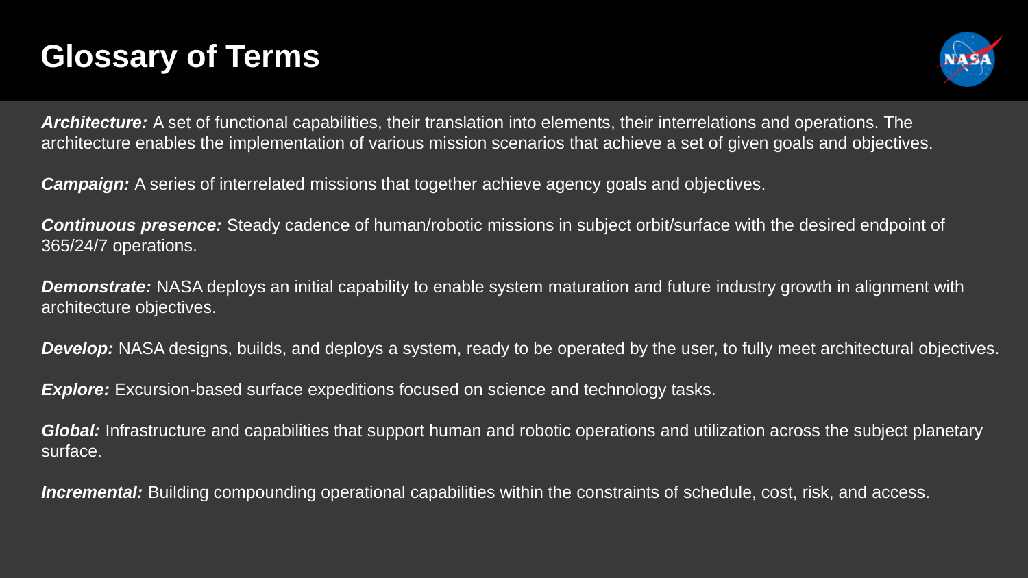# Glossary of Terms

***Architecture:*** A set of functional capabilities, their translation into elements, their interrelations and operations. The architecture enables the implementation of various mission scenarios that achieve a set of given goals and objectives.

***Campaign:*** A series of interrelated missions that together achieve agency goals and objectives.

***Continuous presence:*** Steady cadence of human/robotic missions in subject orbit/surface with the desired endpoint of 365/24/7 operations.

***Demonstrate:*** NASA deploys an initial capability to enable system maturation and future industry growth in alignment with architecture objectives.

***Develop:*** NASA designs, builds, and deploys a system, ready to be operated by the user, to fully meet architectural objectives.

***Explore:*** Excursion-based surface expeditions focused on science and technology tasks.

***Global:*** Infrastructure and capabilities that support human and robotic operations and utilization across the subject planetary surface.

***Incremental:*** Building compounding operational capabilities within the constraints of schedule, cost, risk, and access.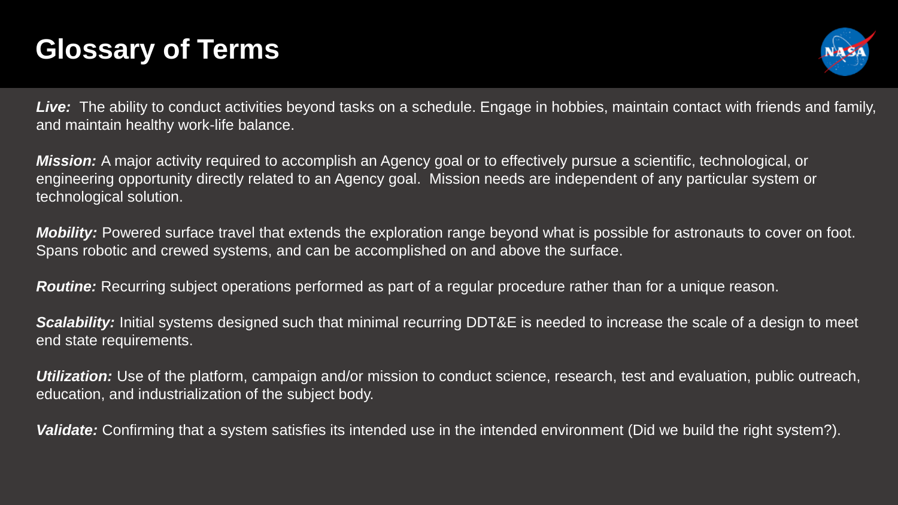# Glossary of Terms

***Live:*** The ability to conduct activities beyond tasks on a schedule. Engage in hobbies, maintain contact with friends and family, and maintain healthy work-life balance.

***Mission:*** A major activity required to accomplish an Agency goal or to effectively pursue a scientific, technological, or engineering opportunity directly related to an Agency goal. Mission needs are independent of any particular system or technological solution.

***Mobility:*** Powered surface travel that extends the exploration range beyond what is possible for astronauts to cover on foot. Spans robotic and crewed systems, and can be accomplished on and above the surface.

***Routine:*** Recurring subject operations performed as part of a regular procedure rather than for a unique reason.

***Scalability:*** Initial systems designed such that minimal recurring DDT&E is needed to increase the scale of a design to meet end state requirements.

***Utilization:*** Use of the platform, campaign and/or mission to conduct science, research, test and evaluation, public outreach, education, and industrialization of the subject body.

***Validate:*** Confirming that a system satisfies its intended use in the intended environment (Did we build the right system?).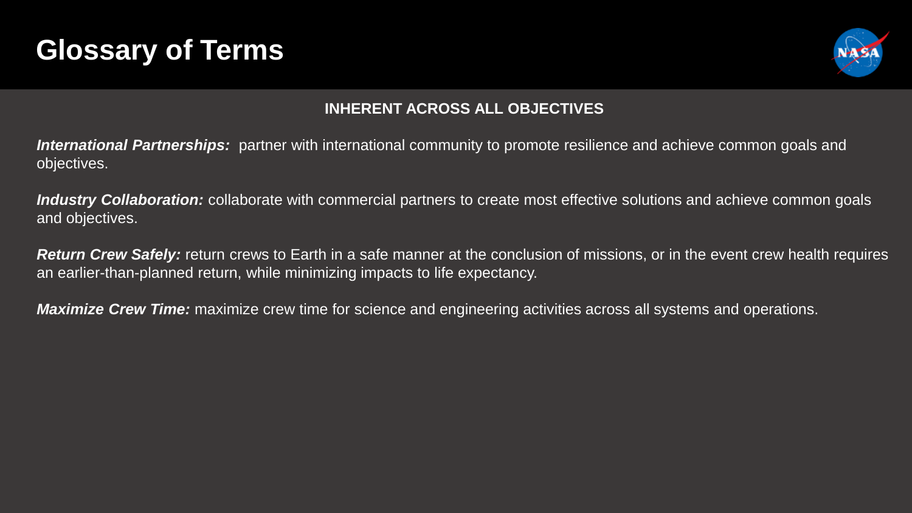# Glossary of Terms

## INHERENT ACROSS ALL OBJECTIVES

***International Partnerships:*** partner with international community to promote resilience and achieve common goals and objectives.

***Industry Collaboration:*** collaborate with commercial partners to create most effective solutions and achieve common goals and objectives.

***Return Crew Safely:*** return crews to Earth in a safe manner at the conclusion of missions, or in the event crew health requires an earlier-than-planned return, while minimizing impacts to life expectancy.

***Maximize Crew Time:*** maximize crew time for science and engineering activities across all systems and operations.